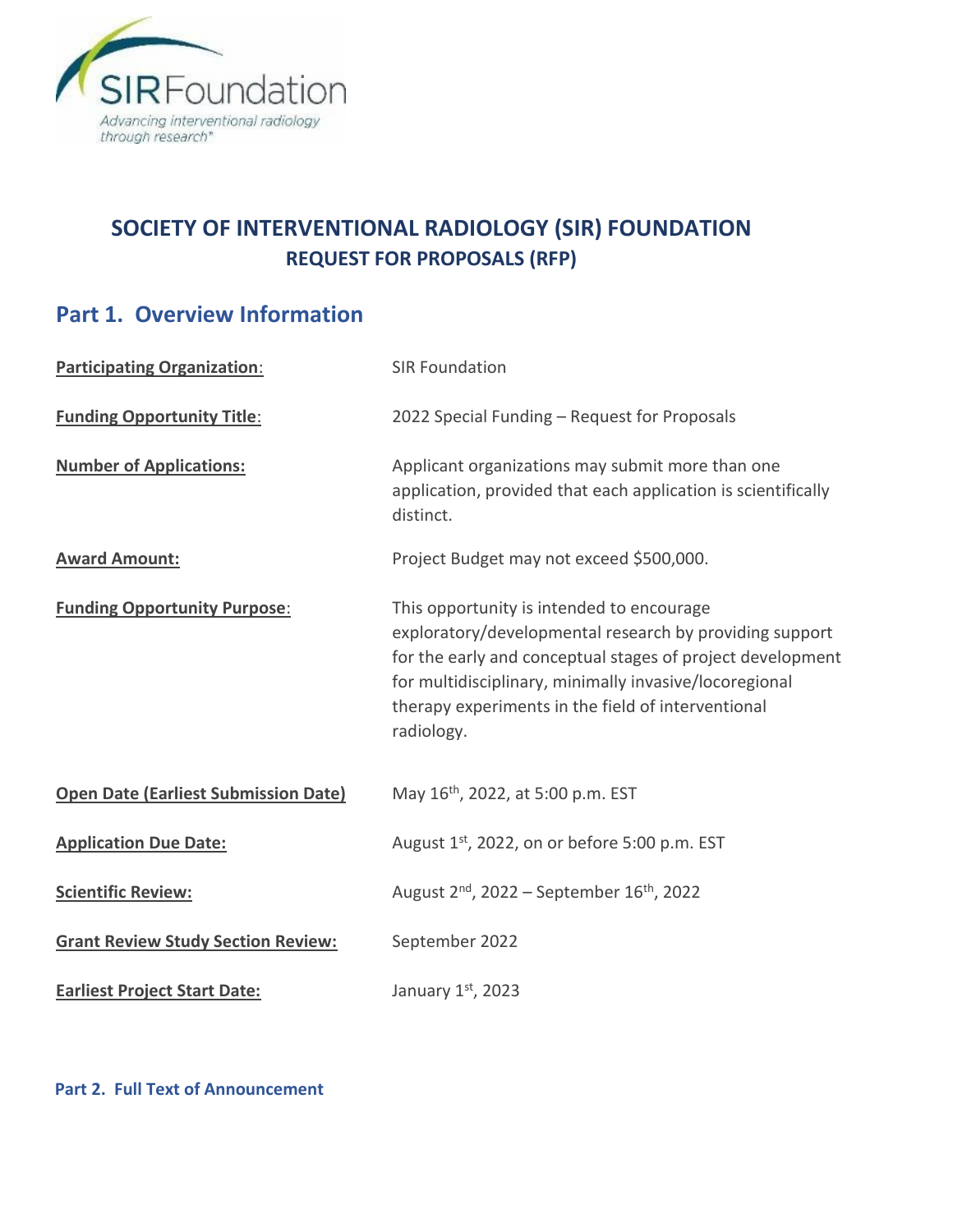SIRFoundation

*Advancing interventional radiology through research*

# SOCIETY OF INTERVENTIONAL RADIOLOGY (SIR) FOUNDATION
## REQUEST FOR PROPOSALS (RFP)

## Part 1. Overview Information

**Participating Organization**: SIR Foundation

**Funding Opportunity Title**: 2022 Special Funding – Request for Proposals

**Number of Applications:** Applicant organizations may submit more than one application, provided that each application is scientifically distinct.

**Award Amount:** Project Budget may not exceed $500,000.

**Funding Opportunity Purpose**: This opportunity is intended to encourage exploratory/developmental research by providing support for the early and conceptual stages of project development for multidisciplinary, minimally invasive/locoregional therapy experiments in the field of interventional radiology.

**Open Date (Earliest Submission Date)** May 16th, 2022, at 5:00 p.m. EST

**Application Due Date:** August 1st, 2022, on or before 5:00 p.m. EST

**Scientific Review:** August 2nd, 2022 – September 16th, 2022

**Grant Review Study Section Review:** September 2022

**Earliest Project Start Date:** January 1st, 2023

## Part 2. Full Text of Announcement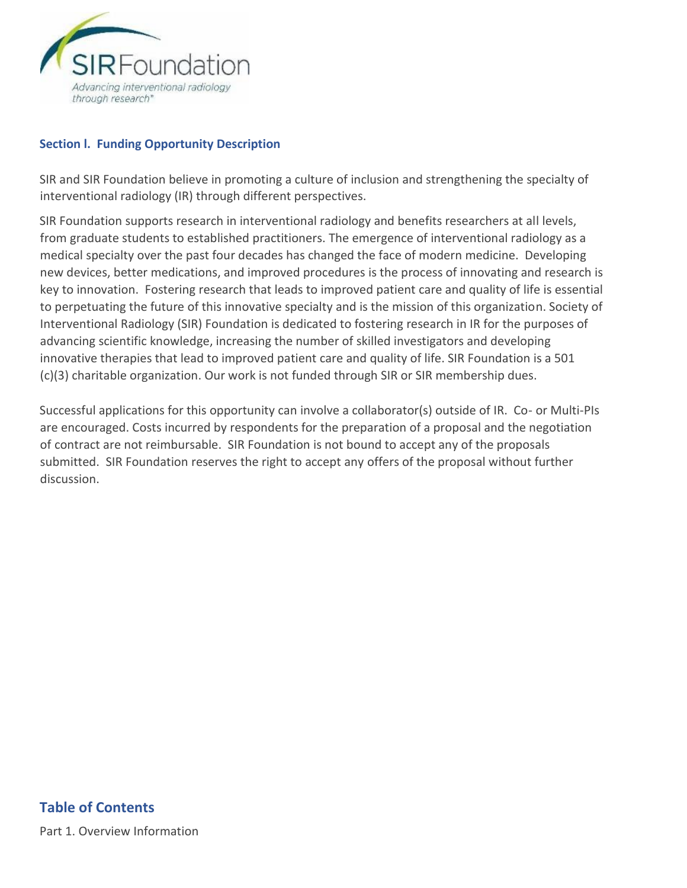## Section l. Funding Opportunity Description

SIR and SIR Foundation believe in promoting a culture of inclusion and strengthening the specialty of interventional radiology (IR) through different perspectives.

SIR Foundation supports research in interventional radiology and benefits researchers at all levels, from graduate students to established practitioners. The emergence of interventional radiology as a medical specialty over the past four decades has changed the face of modern medicine. Developing new devices, better medications, and improved procedures is the process of innovating and research is key to innovation. Fostering research that leads to improved patient care and quality of life is essential to perpetuating the future of this innovative specialty and is the mission of this organization. Society of Interventional Radiology (SIR) Foundation is dedicated to fostering research in IR for the purposes of advancing scientific knowledge, increasing the number of skilled investigators and developing innovative therapies that lead to improved patient care and quality of life. SIR Foundation is a 501 (c)(3) charitable organization. Our work is not funded through SIR or SIR membership dues.

Successful applications for this opportunity can involve a collaborator(s) outside of IR. Co- or Multi-PIs are encouraged. Costs incurred by respondents for the preparation of a proposal and the negotiation of contract are not reimbursable. SIR Foundation is not bound to accept any of the proposals submitted. SIR Foundation reserves the right to accept any offers of the proposal without further discussion.

## Table of Contents

Part 1. Overview Information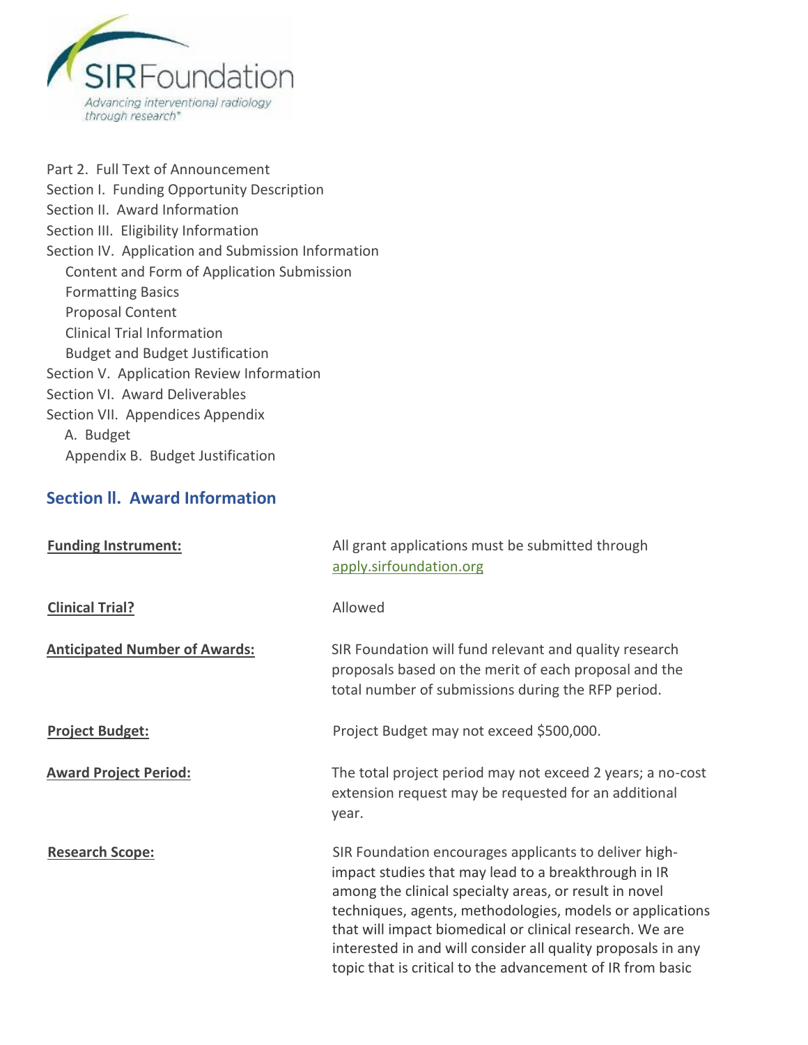Part 2. Full Text of Announcement
Section I. Funding Opportunity Description
Section II. Award Information
Section III. Eligibility Information
Section IV. Application and Submission Information
- Content and Form of Application Submission
- Formatting Basics
- Proposal Content
- Clinical Trial Information
- Budget and Budget Justification

Section V. Application Review Information
Section VI. Award Deliverables
Section VII. Appendices Appendix
- A. Budget
- Appendix B. Budget Justification

## Section II. Award Information

| | |
|---|---|
| **Funding Instrument:** | All grant applications must be submitted through apply.sirfoundation.org |
| **Clinical Trial?** | Allowed |
| **Anticipated Number of Awards:** | SIR Foundation will fund relevant and quality research proposals based on the merit of each proposal and the total number of submissions during the RFP period. |
| **Project Budget:** | Project Budget may not exceed $500,000. |
| **Award Project Period:** | The total project period may not exceed 2 years; a no-cost extension request may be requested for an additional year. |
| **Research Scope:** | SIR Foundation encourages applicants to deliver high-impact studies that may lead to a breakthrough in IR among the clinical specialty areas, or result in novel techniques, agents, methodologies, models or applications that will impact biomedical or clinical research. We are interested in and will consider all quality proposals in any topic that is critical to the advancement of IR from basic |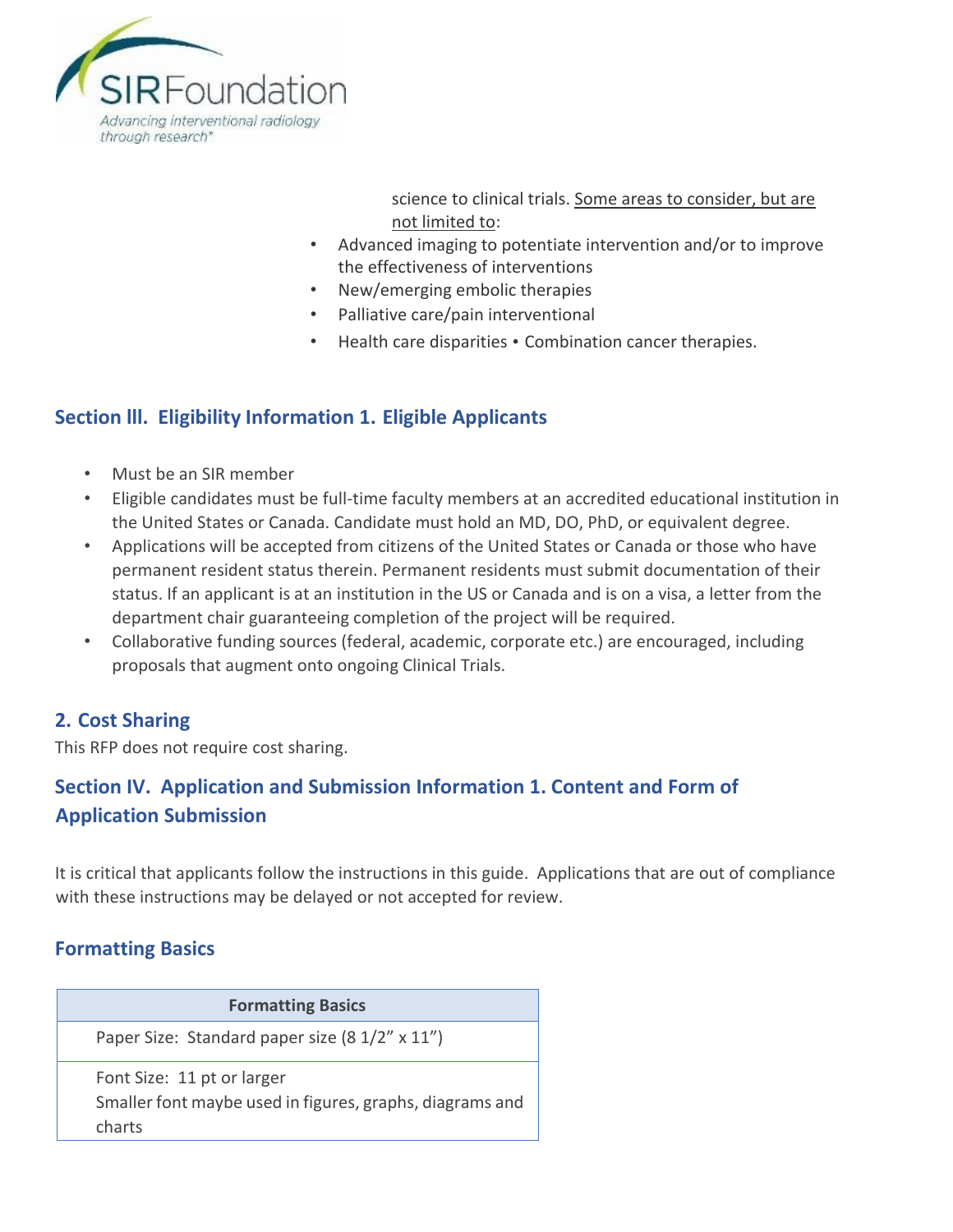science to clinical trials. Some areas to consider, but are not limited to:

- Advanced imaging to potentiate intervention and/or to improve the effectiveness of interventions
- New/emerging embolic therapies
- Palliative care/pain interventional
- Health care disparities • Combination cancer therapies.

## Section lll. Eligibility Information 1. Eligible Applicants

- Must be an SIR member
- Eligible candidates must be full-time faculty members at an accredited educational institution in the United States or Canada. Candidate must hold an MD, DO, PhD, or equivalent degree.
- Applications will be accepted from citizens of the United States or Canada or those who have permanent resident status therein. Permanent residents must submit documentation of their status. If an applicant is at an institution in the US or Canada and is on a visa, a letter from the department chair guaranteeing completion of the project will be required.
- Collaborative funding sources (federal, academic, corporate etc.) are encouraged, including proposals that augment onto ongoing Clinical Trials.

## 2. Cost Sharing

This RFP does not require cost sharing.

## Section IV. Application and Submission Information 1. Content and Form of Application Submission

It is critical that applicants follow the instructions in this guide. Applications that are out of compliance with these instructions may be delayed or not accepted for review.

## Formatting Basics

| Formatting Basics |
|---|
| Paper Size: Standard paper size (8 1/2" x 11") |
| Font Size: 11 pt or larger<br>Smaller font maybe used in figures, graphs, diagrams and charts |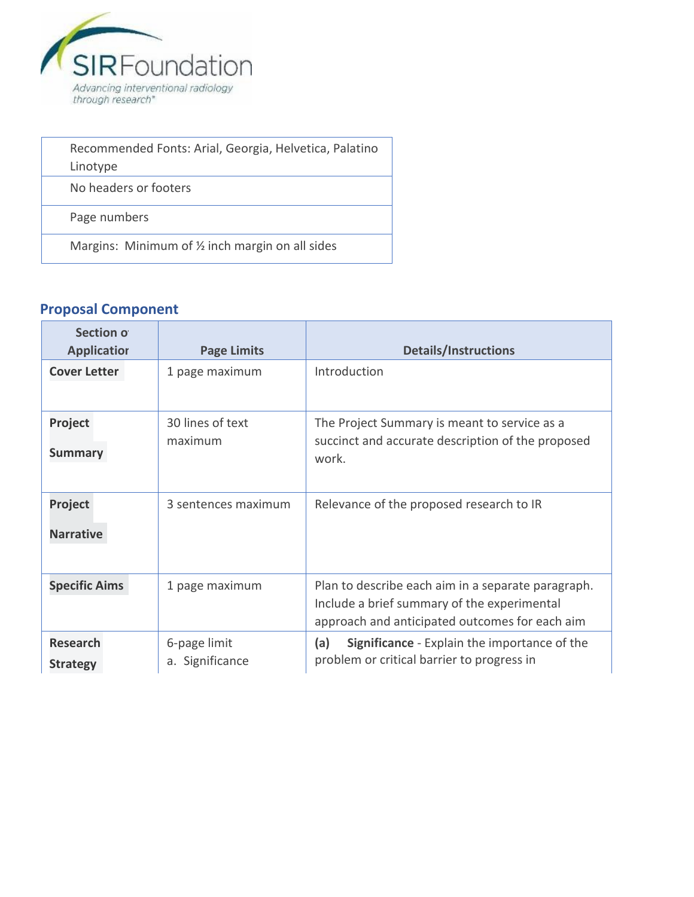| Recommended Fonts: Arial, Georgia, Helvetica, Palatino Linotype |
|---|
| No headers or footers |
| Page numbers |
| Margins: Minimum of ½ inch margin on all sides |

### Proposal Component

| Section of Application | Page Limits | Details/Instructions |
|---|---|---|
| **Cover Letter** | 1 page maximum | Introduction |
| **Project Summary** | 30 lines of text maximum | The Project Summary is meant to service as a succinct and accurate description of the proposed work. |
| **Project Narrative** | 3 sentences maximum | Relevance of the proposed research to IR |
| **Specific Aims** | 1 page maximum | Plan to describe each aim in a separate paragraph. Include a brief summary of the experimental approach and anticipated outcomes for each aim |
| **Research Strategy** | 6-page limit<br>a. Significance | **(a) Significance** - Explain the importance of the problem or critical barrier to progress in |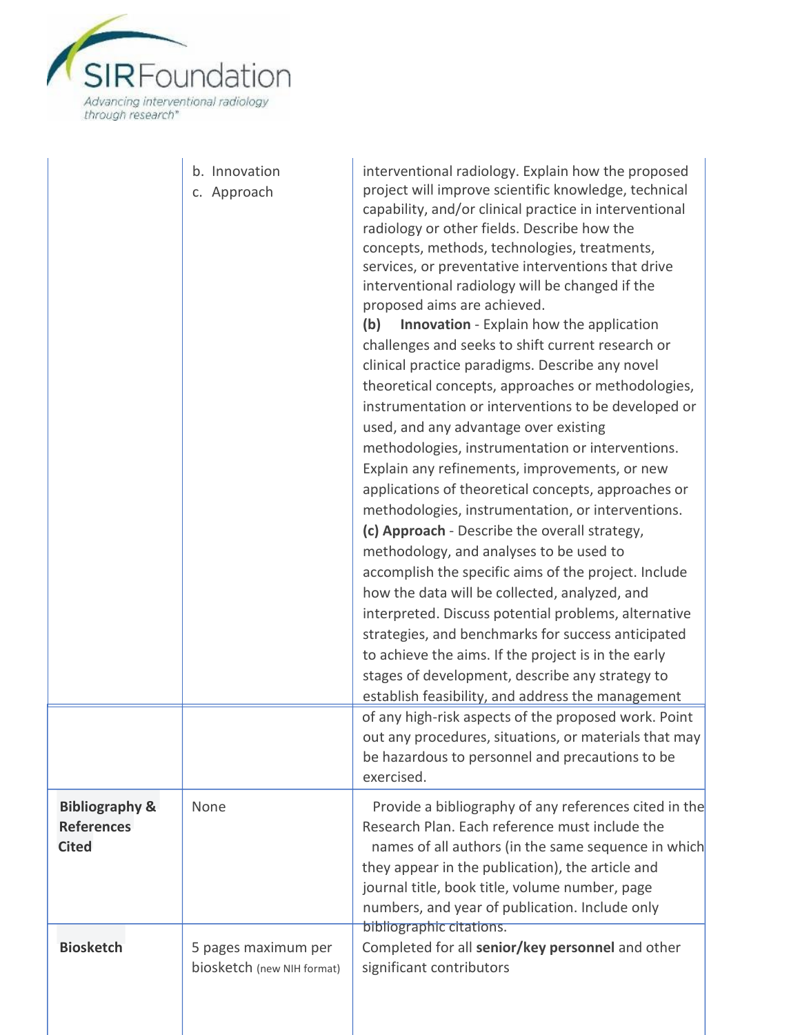| | | |
|---|---|---|
| | b. Innovation<br>c. Approach | interventional radiology. Explain how the proposed project will improve scientific knowledge, technical capability, and/or clinical practice in interventional radiology or other fields. Describe how the concepts, methods, technologies, treatments, services, or preventative interventions that drive interventional radiology will be changed if the proposed aims are achieved.<br>**(b) Innovation** - Explain how the application challenges and seeks to shift current research or clinical practice paradigms. Describe any novel theoretical concepts, approaches or methodologies, instrumentation or interventions to be developed or used, and any advantage over existing methodologies, instrumentation or interventions. Explain any refinements, improvements, or new applications of theoretical concepts, approaches or methodologies, instrumentation, or interventions.<br>**(c) Approach** - Describe the overall strategy, methodology, and analyses to be used to accomplish the specific aims of the project. Include how the data will be collected, analyzed, and interpreted. Discuss potential problems, alternative strategies, and benchmarks for success anticipated to achieve the aims. If the project is in the early stages of development, describe any strategy to establish feasibility, and address the management of any high-risk aspects of the proposed work. Point out any procedures, situations, or materials that may be hazardous to personnel and precautions to be exercised. |
| **Bibliography & References Cited** | None | Provide a bibliography of any references cited in the Research Plan. Each reference must include the names of all authors (in the same sequence in which they appear in the publication), the article and journal title, book title, volume number, page numbers, and year of publication. Include only bibliographic citations. |
| **Biosketch** | 5 pages maximum per biosketch (new NIH format) | Completed for all **senior/key personnel** and other significant contributors |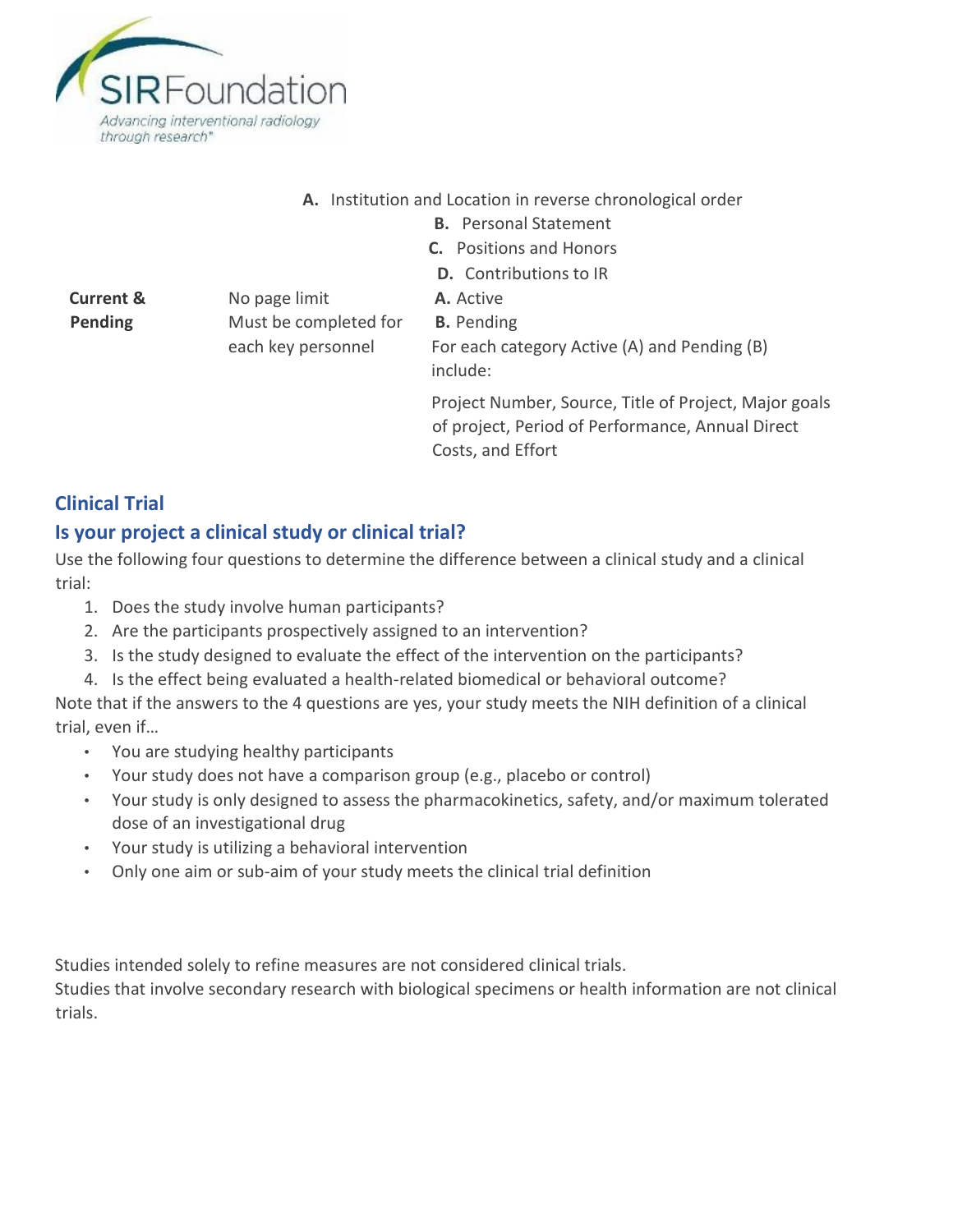| | | |
|---|---|---|
| | | **A.** Institution and Location in reverse chronological order<br>**B.** Personal Statement<br>**C.** Positions and Honors<br>**D.** Contributions to IR |
| **Current & Pending** | No page limit<br>Must be completed for each key personnel | **A.** Active<br>**B.** Pending<br>For each category Active (A) and Pending (B) include:<br>Project Number, Source, Title of Project, Major goals of project, Period of Performance, Annual Direct Costs, and Effort |

## Clinical Trial

## Is your project a clinical study or clinical trial?

Use the following four questions to determine the difference between a clinical study and a clinical trial:

1. Does the study involve human participants?
2. Are the participants prospectively assigned to an intervention?
3. Is the study designed to evaluate the effect of the intervention on the participants?
4. Is the effect being evaluated a health-related biomedical or behavioral outcome?

Note that if the answers to the 4 questions are yes, your study meets the NIH definition of a clinical trial, even if…

- You are studying healthy participants
- Your study does not have a comparison group (e.g., placebo or control)
- Your study is only designed to assess the pharmacokinetics, safety, and/or maximum tolerated dose of an investigational drug
- Your study is utilizing a behavioral intervention
- Only one aim or sub-aim of your study meets the clinical trial definition

Studies intended solely to refine measures are not considered clinical trials.
Studies that involve secondary research with biological specimens or health information are not clinical trials.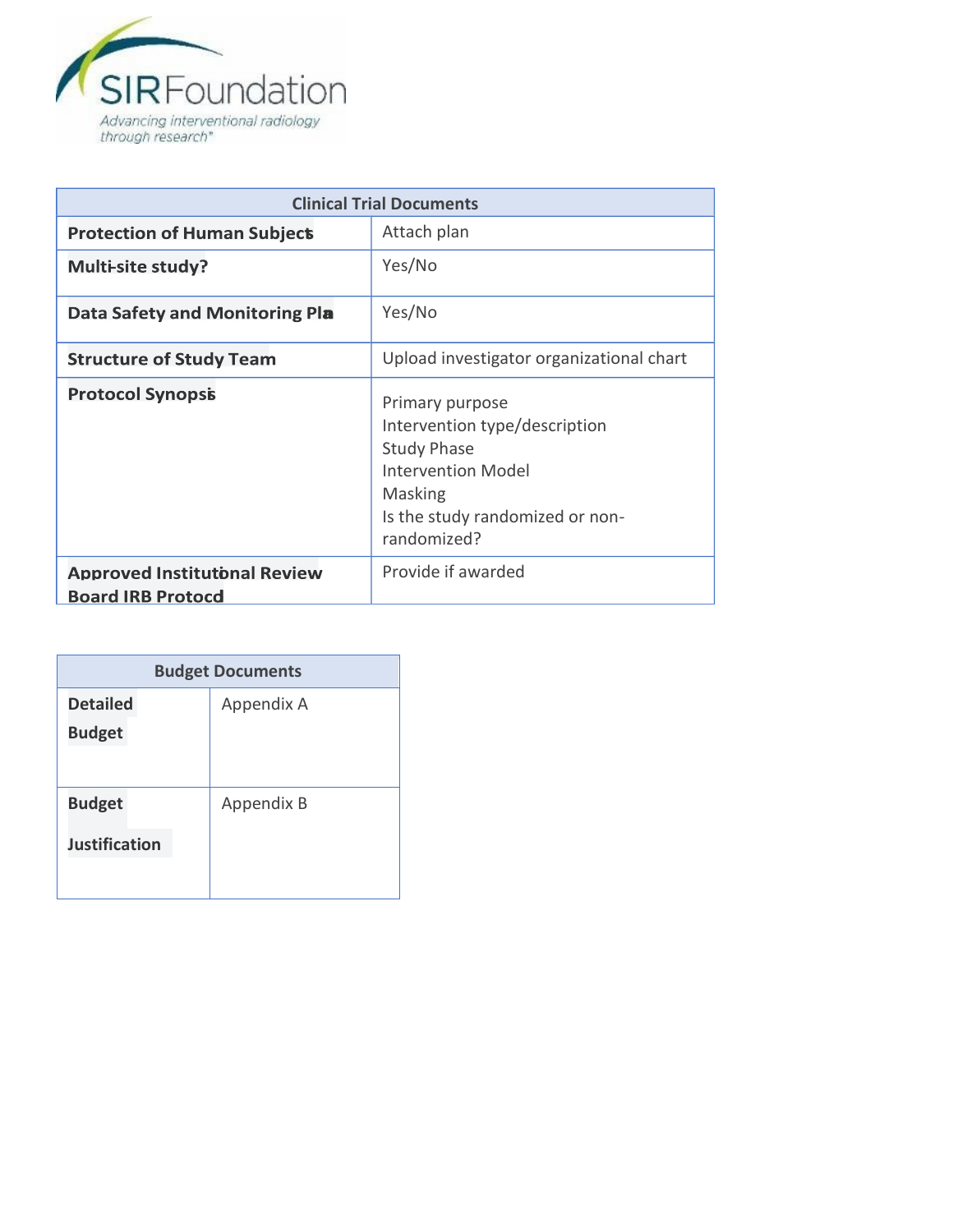| Clinical Trial Documents | |
|---|---|
| **Protection of Human Subjects** | Attach plan |
| **Multi-site study?** | Yes/No |
| **Data Safety and Monitoring Plan** | Yes/No |
| **Structure of Study Team** | Upload investigator organizational chart |
| **Protocol Synopsis** | Primary purpose<br>Intervention type/description<br>Study Phase<br>Intervention Model<br>Masking<br>Is the study randomized or non-randomized? |
| **Approved Institutional Review Board IRB Protocol** | Provide if awarded |

| Budget Documents | |
|---|---|
| **Detailed Budget** | Appendix A |
| **Budget Justification** | Appendix B |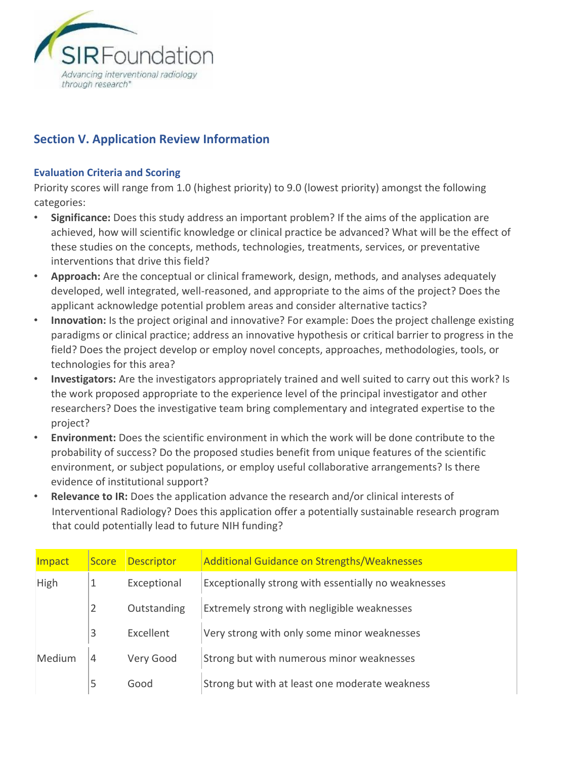## Section V. Application Review Information

### Evaluation Criteria and Scoring

Priority scores will range from 1.0 (highest priority) to 9.0 (lowest priority) amongst the following categories:

- **Significance:** Does this study address an important problem? If the aims of the application are achieved, how will scientific knowledge or clinical practice be advanced? What will be the effect of these studies on the concepts, methods, technologies, treatments, services, or preventative interventions that drive this field?
- **Approach:** Are the conceptual or clinical framework, design, methods, and analyses adequately developed, well integrated, well-reasoned, and appropriate to the aims of the project? Does the applicant acknowledge potential problem areas and consider alternative tactics?
- **Innovation:** Is the project original and innovative? For example: Does the project challenge existing paradigms or clinical practice; address an innovative hypothesis or critical barrier to progress in the field? Does the project develop or employ novel concepts, approaches, methodologies, tools, or technologies for this area?
- **Investigators:** Are the investigators appropriately trained and well suited to carry out this work? Is the work proposed appropriate to the experience level of the principal investigator and other researchers? Does the investigative team bring complementary and integrated expertise to the project?
- **Environment:** Does the scientific environment in which the work will be done contribute to the probability of success? Do the proposed studies benefit from unique features of the scientific environment, or subject populations, or employ useful collaborative arrangements? Is there evidence of institutional support?
- **Relevance to IR:** Does the application advance the research and/or clinical interests of Interventional Radiology? Does this application offer a potentially sustainable research program that could potentially lead to future NIH funding?

| Impact | Score | Descriptor | Additional Guidance on Strengths/Weaknesses |
|---|---|---|---|
| High | 1 | Exceptional | Exceptionally strong with essentially no weaknesses |
| | 2 | Outstanding | Extremely strong with negligible weaknesses |
| | 3 | Excellent | Very strong with only some minor weaknesses |
| Medium | 4 | Very Good | Strong but with numerous minor weaknesses |
| | 5 | Good | Strong but with at least one moderate weakness |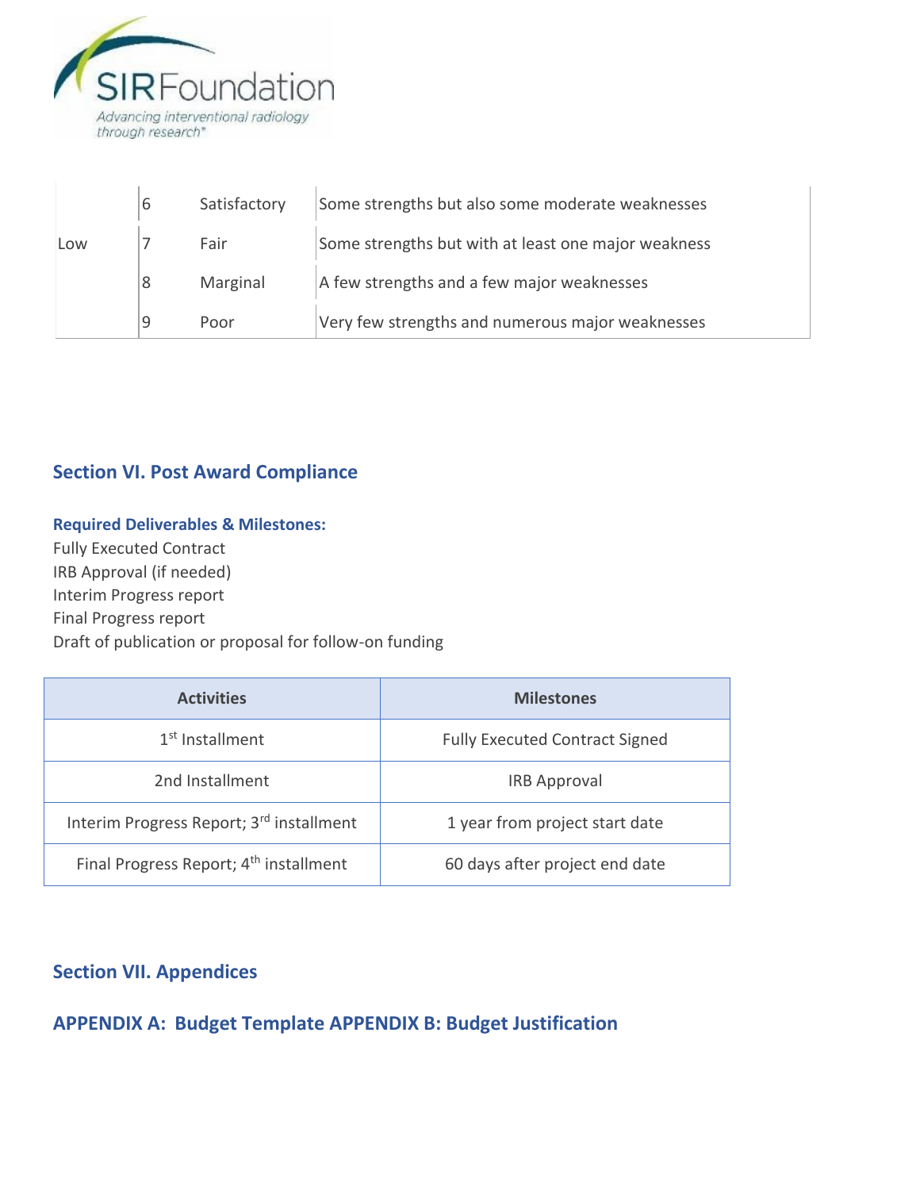| | | | |
|---|---|---|---|
| | 6 | Satisfactory | Some strengths but also some moderate weaknesses |
| Low | 7 | Fair | Some strengths but with at least one major weakness |
| | 8 | Marginal | A few strengths and a few major weaknesses |
| | 9 | Poor | Very few strengths and numerous major weaknesses |

## Section VI. Post Award Compliance

### Required Deliverables & Milestones:

Fully Executed Contract
IRB Approval (if needed)
Interim Progress report
Final Progress report
Draft of publication or proposal for follow-on funding

| Activities | Milestones |
|---|---|
| 1st Installment | Fully Executed Contract Signed |
| 2nd Installment | IRB Approval |
| Interim Progress Report; 3rd installment | 1 year from project start date |
| Final Progress Report; 4th installment | 60 days after project end date |

## Section VII. Appendices

## APPENDIX A: Budget Template APPENDIX B: Budget Justification